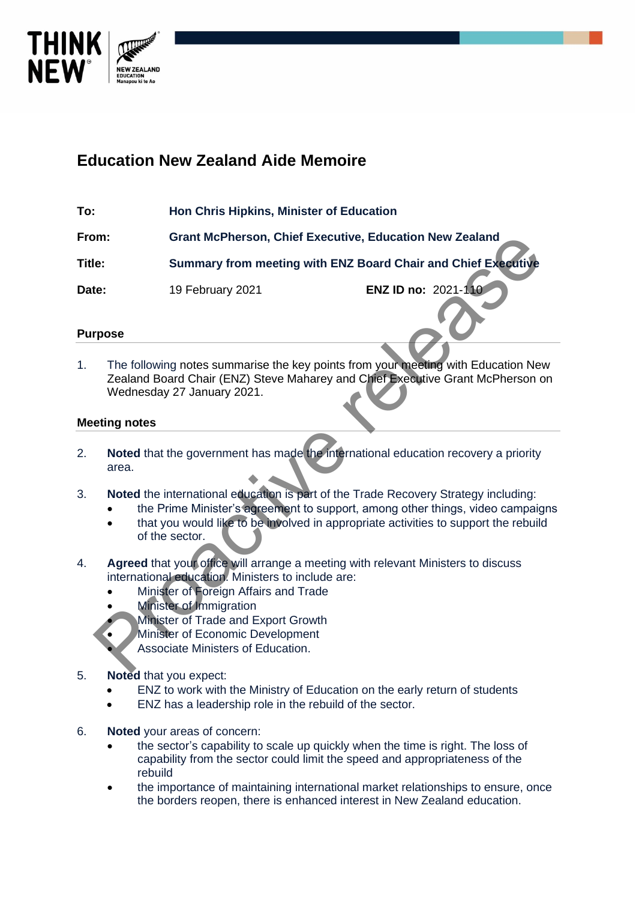# Education New Zealand Aide Memoire

**To:** Hon Chris Hipkins, Minister of Education

**From:** Grant McPherson, Chief Executive, Education New Zealand

**Title:** Summary from meeting with ENZ Board Chair and Chief Executive

**Date:** 19 February 2021 **ENZ ID no:** 2021-110

## Purpose

1. The following notes summarise the key points from your meeting with Education New Zealand Board Chair (ENZ) Steve Maharey and Chief Executive Grant McPherson on Wednesday 27 January 2021.

## Meeting notes

2. **Noted** that the government has made the international education recovery a priority area.

3. **Noted** the international education is part of the Trade Recovery Strategy including:
   - the Prime Minister's agreement to support, among other things, video campaigns
   - that you would like to be involved in appropriate activities to support the rebuild of the sector.

4. **Agreed** that your office will arrange a meeting with relevant Ministers to discuss international education. Ministers to include are:
   - Minister of Foreign Affairs and Trade
   - Minister of Immigration
   - Minister of Trade and Export Growth
   - Minister of Economic Development
   - Associate Ministers of Education.

5. **Noted** that you expect:
   - ENZ to work with the Ministry of Education on the early return of students
   - ENZ has a leadership role in the rebuild of the sector.

6. **Noted** your areas of concern:
   - the sector's capability to scale up quickly when the time is right. The loss of capability from the sector could limit the speed and appropriateness of the rebuild
   - the importance of maintaining international market relationships to ensure, once the borders reopen, there is enhanced interest in New Zealand education.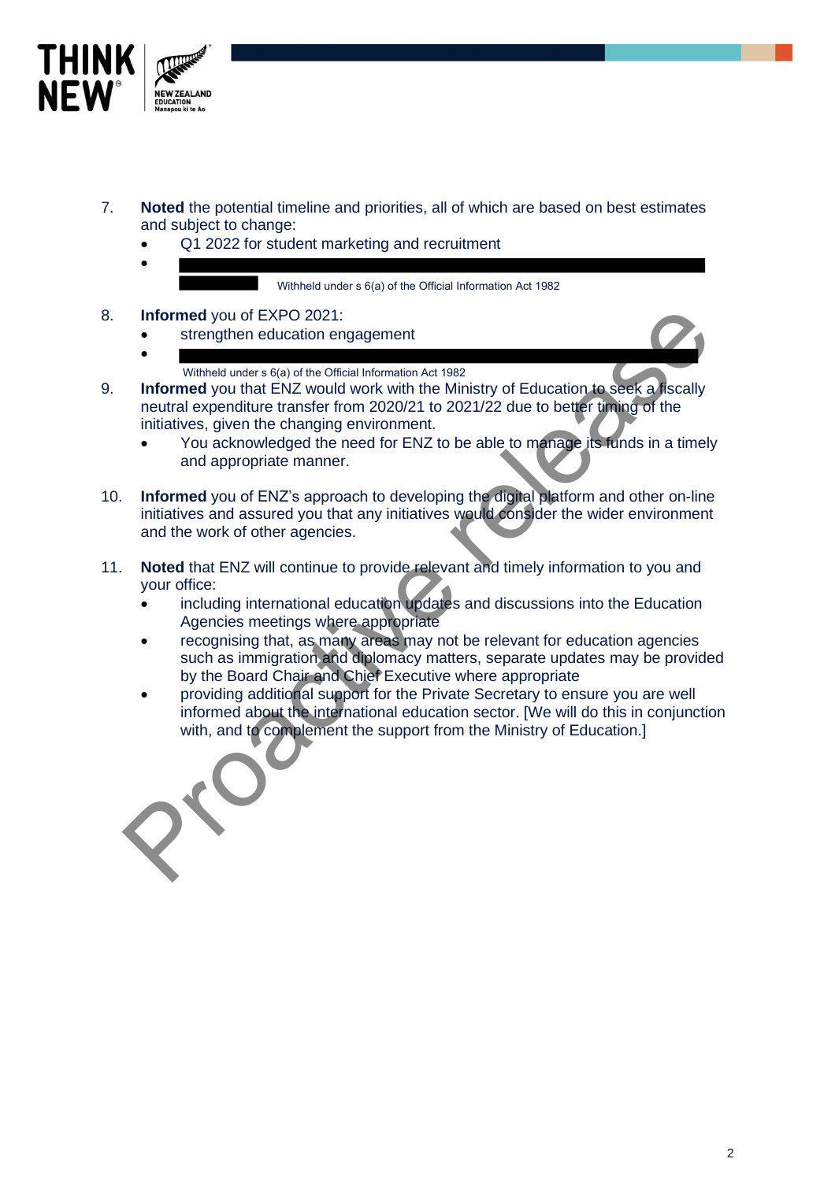7. **Noted** the potential timeline and priorities, all of which are based on best estimates and subject to change:
   - Q1 2022 for student marketing and recruitment
   - Withheld under s 6(a) of the Official Information Act 1982

8. **Informed** you of EXPO 2021:
   - strengthen education engagement
   - Withheld under s 6(a) of the Official Information Act 1982

9. **Informed** you that ENZ would work with the Ministry of Education to seek a fiscally neutral expenditure transfer from 2020/21 to 2021/22 due to better timing of the initiatives, given the changing environment.
   - You acknowledged the need for ENZ to be able to manage its funds in a timely and appropriate manner.

10. **Informed** you of ENZ's approach to developing the digital platform and other on-line initiatives and assured you that any initiatives would consider the wider environment and the work of other agencies.

11. **Noted** that ENZ will continue to provide relevant and timely information to you and your office:
    - including international education updates and discussions into the Education Agencies meetings where appropriate
    - recognising that, as many areas may not be relevant for education agencies such as immigration and diplomacy matters, separate updates may be provided by the Board Chair and Chief Executive where appropriate
    - providing additional support for the Private Secretary to ensure you are well informed about the international education sector. [We will do this in conjunction with, and to complement the support from the Ministry of Education.]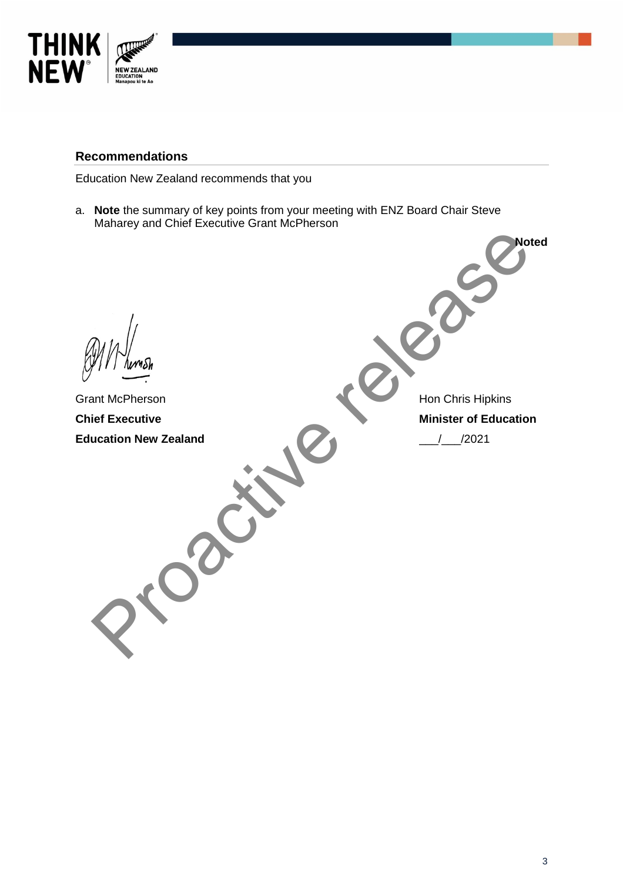## Recommendations

Education New Zealand recommends that you

a. **Note** the summary of key points from your meeting with ENZ Board Chair Steve Maharey and Chief Executive Grant McPherson

**Noted**

Grant McPherson
**Chief Executive**
**Education New Zealand**

Hon Chris Hipkins
**Minister of Education**
___/___/2021

Proactive release